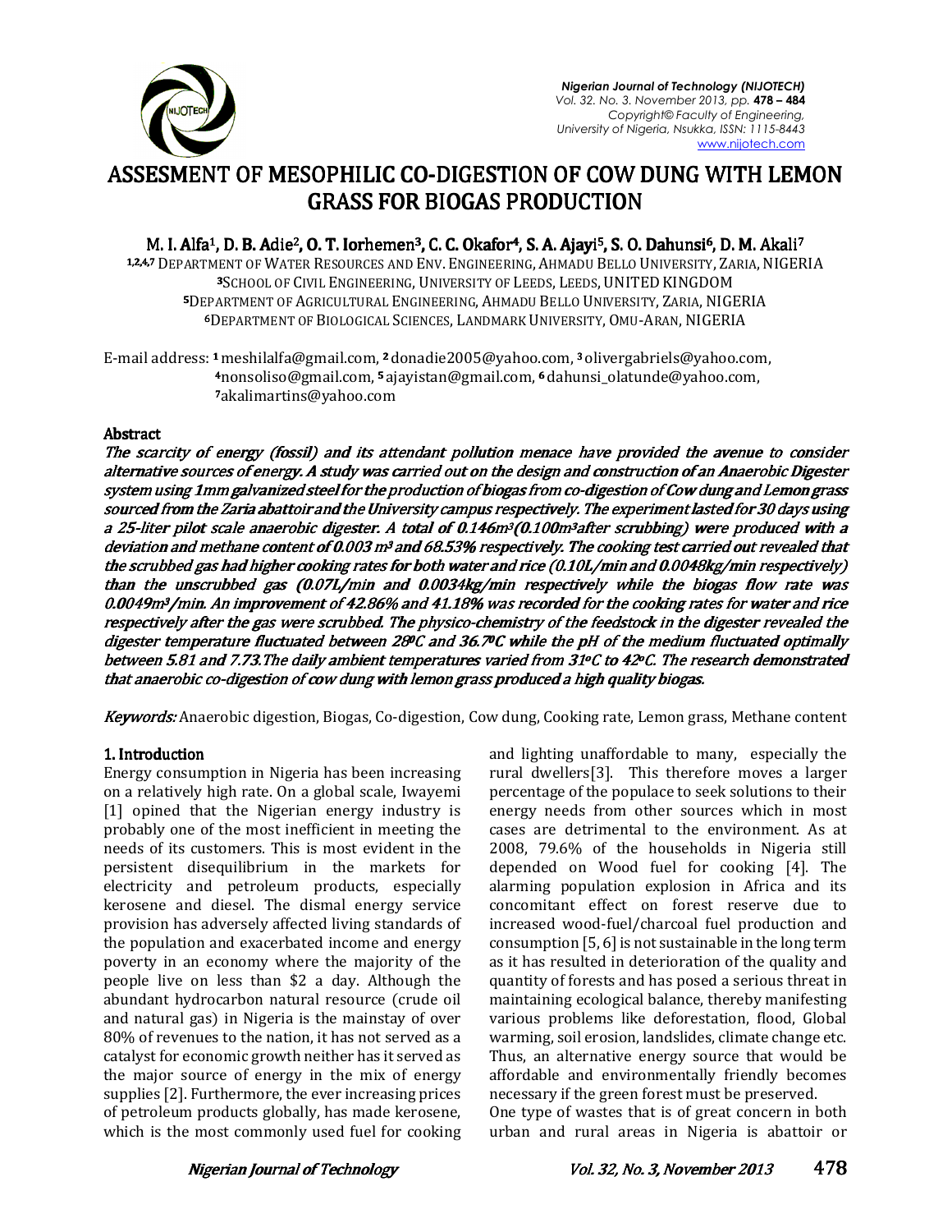# ASSESMENT OF MESOPHILIC CO-DIGESTION OF COW DUNG WITH LEMON GRASS FOR BIOGAS PRODUCTION

**M. I. Alfa[1], D. B. Adie[2], O. T. Iorhemen[3], C. C. Okafor[4], S. A. Ajayi[5], S. O. Dahunsi[6], D. M. Akali[7]**

[1,2,4,7] Department of Water Resources and Env. Engineering, Ahmadu Bello University, Zaria, Nigeria
[3] School of Civil Engineering, University of Leeds, Leeds, United Kingdom
[5] Department of Agricultural Engineering, Ahmadu Bello University, Zaria, Nigeria
[6] Department of Biological Sciences, Landmark University, Omu-Aran, Nigeria

E-mail address: [1] meshilalfa@gmail.com, [2] donadie2005@yahoo.com, [3] olivergabriels@yahoo.com, [4] nonsoliso@gmail.com, [5] ajayistan@gmail.com, [6] dahunsi_olatunde@yahoo.com, [7] akalimartins@yahoo.com

## Abstract

*The scarcity of energy (fossil) and its attendant pollution menace have provided the avenue to consider alternative sources of energy. A study was carried out on the design and construction of an Anaerobic Digester system using 1mm galvanized steel for the production of biogas from co-digestion of Cow dung and Lemon grass sourced from the Zaria abattoir and the University campus respectively. The experiment lasted for 30 days using a 25-liter pilot scale anaerobic digester. A total of $0.146m^3$($0.100m^3$after scrubbing) were produced with a deviation and methane content of $0.003\ m^3$ and 68.53% respectively. The cooking test carried out revealed that the scrubbed gas had higher cooking rates for both water and rice (0.10L/min and 0.0048kg/min respectively) than the unscrubbed gas (0.07L/min and 0.0034kg/min respectively while the biogas flow rate was $0.0049m^3$/min. An improvement of 42.86% and 41.18% was recorded for the cooking rates for water and rice respectively after the gas were scrubbed. The physico-chemistry of the feedstock in the digester revealed the digester temperature fluctuated between $28^0C$ and $36.7^0C$ while the pH of the medium fluctuated optimally between 5.81 and 7.73.The daily ambient temperatures varied from $31^oC$ to $42^oC$. The research demonstrated that anaerobic co-digestion of cow dung with lemon grass produced a high quality biogas.*

***Keywords:*** Anaerobic digestion, Biogas, Co-digestion, Cow dung, Cooking rate, Lemon grass, Methane content

## 1. Introduction

Energy consumption in Nigeria has been increasing on a relatively high rate. On a global scale, Iwayemi [1] opined that the Nigerian energy industry is probably one of the most inefficient in meeting the needs of its customers. This is most evident in the persistent disequilibrium in the markets for electricity and petroleum products, especially kerosene and diesel. The dismal energy service provision has adversely affected living standards of the population and exacerbated income and energy poverty in an economy where the majority of the people live on less than \$2 a day. Although the abundant hydrocarbon natural resource (crude oil and natural gas) in Nigeria is the mainstay of over 80% of revenues to the nation, it has not served as a catalyst for economic growth neither has it served as the major source of energy in the mix of energy supplies [2]. Furthermore, the ever increasing prices of petroleum products globally, has made kerosene, which is the most commonly used fuel for cooking and lighting unaffordable to many, especially the rural dwellers[3]. This therefore moves a larger percentage of the populace to seek solutions to their energy needs from other sources which in most cases are detrimental to the environment. As at 2008, 79.6% of the households in Nigeria still depended on Wood fuel for cooking [4]. The alarming population explosion in Africa and its concomitant effect on forest reserve due to increased wood-fuel/charcoal fuel production and consumption [5, 6] is not sustainable in the long term as it has resulted in deterioration of the quality and quantity of forests and has posed a serious threat in maintaining ecological balance, thereby manifesting various problems like deforestation, flood, Global warming, soil erosion, landslides, climate change etc. Thus, an alternative energy source that would be affordable and environmentally friendly becomes necessary if the green forest must be preserved.

One type of wastes that is of great concern in both urban and rural areas in Nigeria is abattoir or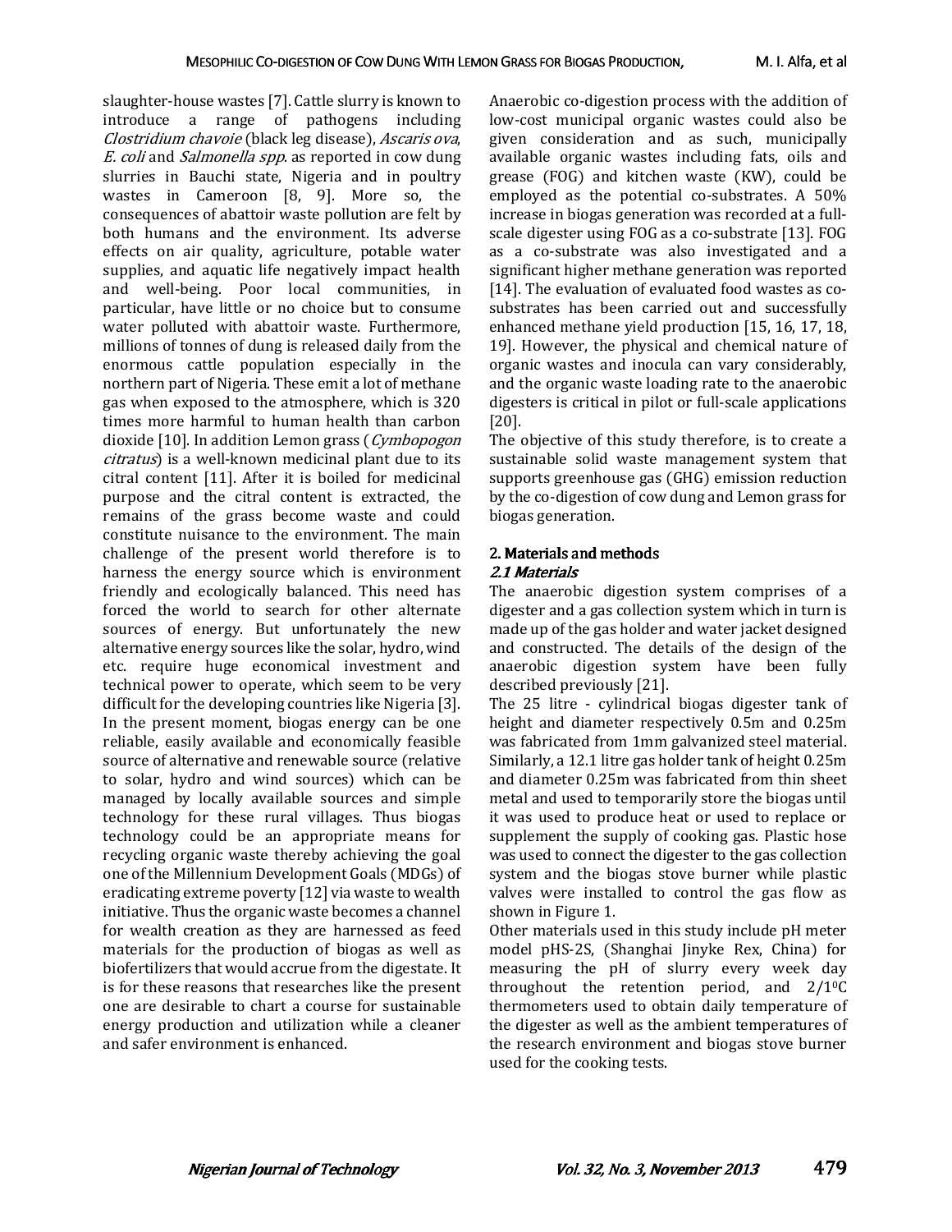slaughter-house wastes [7]. Cattle slurry is known to introduce a range of pathogens including *Clostridium chavoie* (black leg disease), *Ascaris ova*, *E. coli* and *Salmonella spp*. as reported in cow dung slurries in Bauchi state, Nigeria and in poultry wastes in Cameroon [8, 9]. More so, the consequences of abattoir waste pollution are felt by both humans and the environment. Its adverse effects on air quality, agriculture, potable water supplies, and aquatic life negatively impact health and well-being. Poor local communities, in particular, have little or no choice but to consume water polluted with abattoir waste. Furthermore, millions of tonnes of dung is released daily from the enormous cattle population especially in the northern part of Nigeria. These emit a lot of methane gas when exposed to the atmosphere, which is 320 times more harmful to human health than carbon dioxide [10]. In addition Lemon grass (*Cymbopogon citratus*) is a well-known medicinal plant due to its citral content [11]. After it is boiled for medicinal purpose and the citral content is extracted, the remains of the grass become waste and could constitute nuisance to the environment. The main challenge of the present world therefore is to harness the energy source which is environment friendly and ecologically balanced. This need has forced the world to search for other alternate sources of energy. But unfortunately the new alternative energy sources like the solar, hydro, wind etc. require huge economical investment and technical power to operate, which seem to be very difficult for the developing countries like Nigeria [3]. In the present moment, biogas energy can be one reliable, easily available and economically feasible source of alternative and renewable source (relative to solar, hydro and wind sources) which can be managed by locally available sources and simple technology for these rural villages. Thus biogas technology could be an appropriate means for recycling organic waste thereby achieving the goal one of the Millennium Development Goals (MDGs) of eradicating extreme poverty [12] via waste to wealth initiative. Thus the organic waste becomes a channel for wealth creation as they are harnessed as feed materials for the production of biogas as well as biofertilizers that would accrue from the digestate. It is for these reasons that researches like the present one are desirable to chart a course for sustainable energy production and utilization while a cleaner and safer environment is enhanced.

Anaerobic co-digestion process with the addition of low-cost municipal organic wastes could also be given consideration and as such, municipally available organic wastes including fats, oils and grease (FOG) and kitchen waste (KW), could be employed as the potential co-substrates. A 50% increase in biogas generation was recorded at a full-scale digester using FOG as a co-substrate [13]. FOG as a co-substrate was also investigated and a significant higher methane generation was reported [14]. The evaluation of evaluated food wastes as co-substrates has been carried out and successfully enhanced methane yield production [15, 16, 17, 18, 19]. However, the physical and chemical nature of organic wastes and inocula can vary considerably, and the organic waste loading rate to the anaerobic digesters is critical in pilot or full-scale applications [20].

The objective of this study therefore, is to create a sustainable solid waste management system that supports greenhouse gas (GHG) emission reduction by the co-digestion of cow dung and Lemon grass for biogas generation.

## 2. Materials and methods

### 2.1 Materials

The anaerobic digestion system comprises of a digester and a gas collection system which in turn is made up of the gas holder and water jacket designed and constructed. The details of the design of the anaerobic digestion system have been fully described previously [21].

The 25 litre - cylindrical biogas digester tank of height and diameter respectively 0.5m and 0.25m was fabricated from 1mm galvanized steel material. Similarly, a 12.1 litre gas holder tank of height 0.25m and diameter 0.25m was fabricated from thin sheet metal and used to temporarily store the biogas until it was used to produce heat or used to replace or supplement the supply of cooking gas. Plastic hose was used to connect the digester to the gas collection system and the biogas stove burner while plastic valves were installed to control the gas flow as shown in Figure 1.

Other materials used in this study include pH meter model pHS-2S, (Shanghai Jinyke Rex, China) for measuring the pH of slurry every week day throughout the retention period, and $2/1^0$C thermometers used to obtain daily temperature of the digester as well as the ambient temperatures of the research environment and biogas stove burner used for the cooking tests.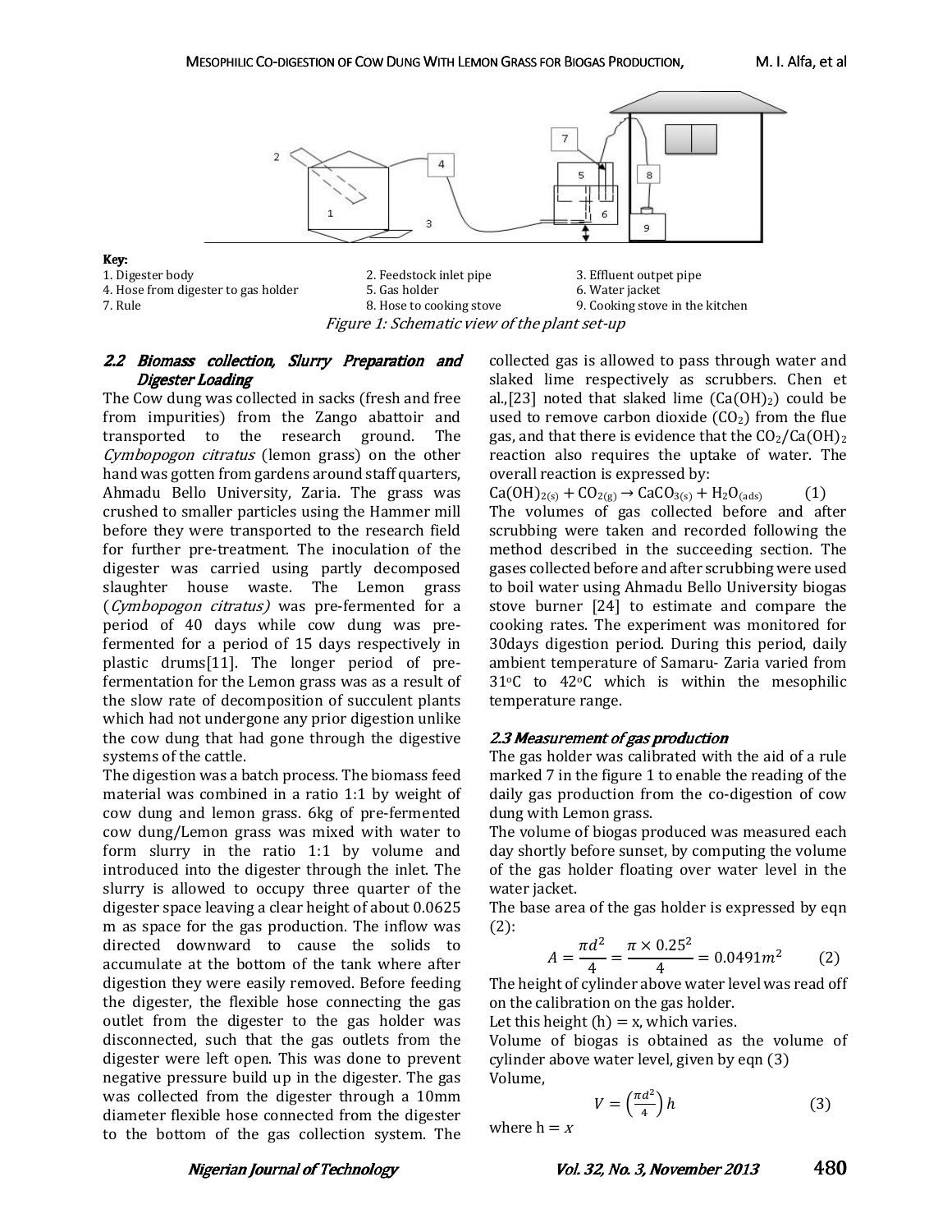Key:

1. Digester body
2. Feedstock inlet pipe
3. Effluent outpet pipe
4. Hose from digester to gas holder
5. Gas holder
6. Water jacket
7. Rule
8. Hose to cooking stove
9. Cooking stove in the kitchen

*Figure 1: Schematic view of the plant set-up*

### 2.2 Biomass collection, Slurry Preparation and Digester Loading

The Cow dung was collected in sacks (fresh and free from impurities) from the Zango abattoir and transported to the research ground. The *Cymbopogon citratus* (lemon grass) on the other hand was gotten from gardens around staff quarters, Ahmadu Bello University, Zaria. The grass was crushed to smaller particles using the Hammer mill before they were transported to the research field for further pre-treatment. The inoculation of the digester was carried using partly decomposed slaughter house waste. The Lemon grass (*Cymbopogon citratus)* was pre-fermented for a period of 40 days while cow dung was pre-fermented for a period of 15 days respectively in plastic drums[11]. The longer period of pre-fermentation for the Lemon grass was as a result of the slow rate of decomposition of succulent plants which had not undergone any prior digestion unlike the cow dung that had gone through the digestive systems of the cattle.

The digestion was a batch process. The biomass feed material was combined in a ratio 1:1 by weight of cow dung and lemon grass. 6kg of pre-fermented cow dung/Lemon grass was mixed with water to form slurry in the ratio 1:1 by volume and introduced into the digester through the inlet. The slurry is allowed to occupy three quarter of the digester space leaving a clear height of about 0.0625 m as space for the gas production. The inflow was directed downward to cause the solids to accumulate at the bottom of the tank where after digestion they were easily removed. Before feeding the digester, the flexible hose connecting the gas outlet from the digester to the gas holder was disconnected, such that the gas outlets from the digester were left open. This was done to prevent negative pressure build up in the digester. The gas was collected from the digester through a 10mm diameter flexible hose connected from the digester to the bottom of the gas collection system. The collected gas is allowed to pass through water and slaked lime respectively as scrubbers. Chen et al.,[23] noted that slaked lime ($Ca(OH)_2$) could be used to remove carbon dioxide ($CO_2$) from the flue gas, and that there is evidence that the $CO_2/Ca(OH)_2$ reaction also requires the uptake of water. The overall reaction is expressed by:

$$Ca(OH)_{2(s)} + CO_{2(g)} \rightarrow CaCO_{3(s)} + H_2O_{(ads)} \qquad (1)$$

The volumes of gas collected before and after scrubbing were taken and recorded following the method described in the succeeding section. The gases collected before and after scrubbing were used to boil water using Ahmadu Bello University biogas stove burner [24] to estimate and compare the cooking rates. The experiment was monitored for 30days digestion period. During this period, daily ambient temperature of Samaru- Zaria varied from 31°C to 42°C which is within the mesophilic temperature range.

### 2.3 Measurement of gas production

The gas holder was calibrated with the aid of a rule marked 7 in the figure 1 to enable the reading of the daily gas production from the co-digestion of cow dung with Lemon grass.

The volume of biogas produced was measured each day shortly before sunset, by computing the volume of the gas holder floating over water level in the water jacket.

The base area of the gas holder is expressed by eqn (2):

$$A = \frac{\pi d^2}{4} = \frac{\pi \times 0.25^2}{4} = 0.0491 m^2 \qquad (2)$$

The height of cylinder above water level was read off on the calibration on the gas holder.

Let this height (h) = x, which varies.

Volume of biogas is obtained as the volume of cylinder above water level, given by eqn (3)

Volume,

$$V = \left(\frac{\pi d^2}{4}\right) h \qquad (3)$$

where $h = x$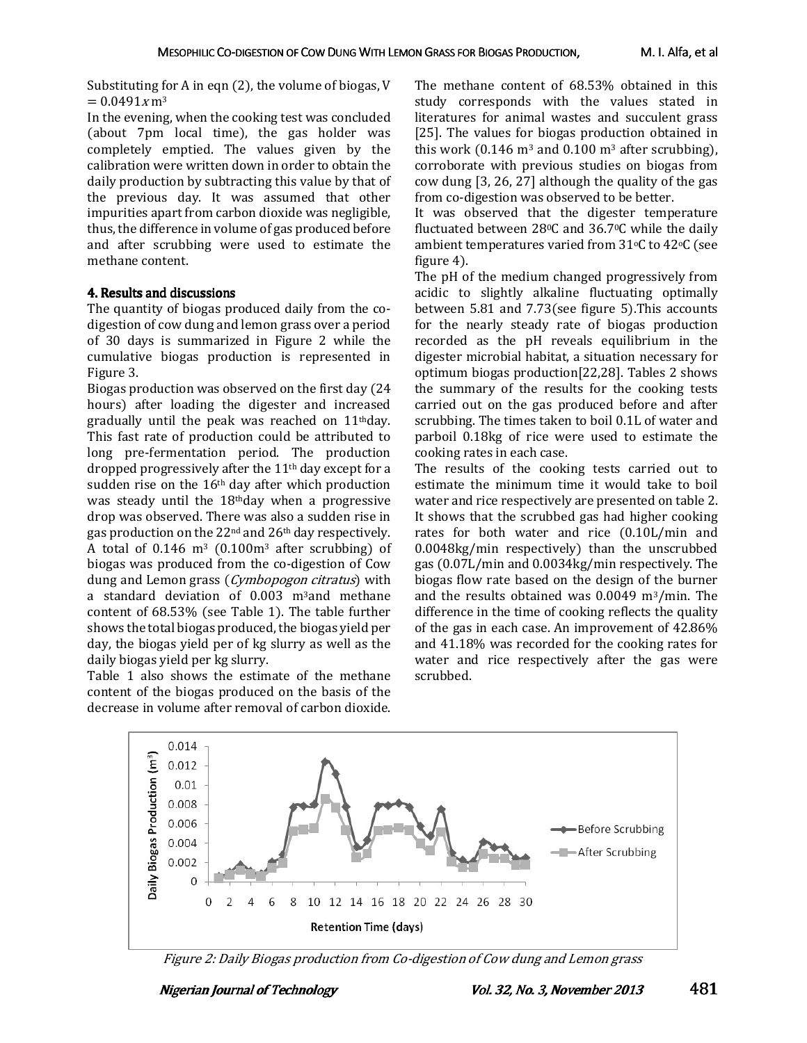Substituting for A in eqn (2), the volume of biogas, V $= 0.0491x\, m^3$

In the evening, when the cooking test was concluded (about 7pm local time), the gas holder was completely emptied. The values given by the calibration were written down in order to obtain the daily production by subtracting this value by that of the previous day. It was assumed that other impurities apart from carbon dioxide was negligible, thus, the difference in volume of gas produced before and after scrubbing were used to estimate the methane content.

## 4. Results and discussions

The quantity of biogas produced daily from the co-digestion of cow dung and lemon grass over a period of 30 days is summarized in Figure 2 while the cumulative biogas production is represented in Figure 3.

Biogas production was observed on the first day (24 hours) after loading the digester and increased gradually until the peak was reached on 11th day. This fast rate of production could be attributed to long pre-fermentation period. The production dropped progressively after the 11th day except for a sudden rise on the 16th day after which production was steady until the 18th day when a progressive drop was observed. There was also a sudden rise in gas production on the 22nd and 26th day respectively. A total of 0.146 $m^3$ (0.100$m^3$ after scrubbing) of biogas was produced from the co-digestion of Cow dung and Lemon grass (*Cymbopogon citratus*) with a standard deviation of 0.003 $m^3$ and methane content of 68.53% (see Table 1). The table further shows the total biogas produced, the biogas yield per day, the biogas yield per of kg slurry as well as the daily biogas yield per kg slurry.

Table 1 also shows the estimate of the methane content of the biogas produced on the basis of the decrease in volume after removal of carbon dioxide. The methane content of 68.53% obtained in this study corresponds with the values stated in literatures for animal wastes and succulent grass [25]. The values for biogas production obtained in this work (0.146 $m^3$ and 0.100 $m^3$ after scrubbing), corroborate with previous studies on biogas from cow dung [3, 26, 27] although the quality of the gas from co-digestion was observed to be better.

It was observed that the digester temperature fluctuated between 28°C and 36.7°C while the daily ambient temperatures varied from 31°C to 42°C (see figure 4).

The pH of the medium changed progressively from acidic to slightly alkaline fluctuating optimally between 5.81 and 7.73(see figure 5).This accounts for the nearly steady rate of biogas production recorded as the pH reveals equilibrium in the digester microbial habitat, a situation necessary for optimum biogas production[22,28]. Tables 2 shows the summary of the results for the cooking tests carried out on the gas produced before and after scrubbing. The times taken to boil 0.1L of water and parboil 0.18kg of rice were used to estimate the cooking rates in each case.

The results of the cooking tests carried out to estimate the minimum time it would take to boil water and rice respectively are presented on table 2. It shows that the scrubbed gas had higher cooking rates for both water and rice (0.10L/min and 0.0048kg/min respectively) than the unscrubbed gas (0.07L/min and 0.0034kg/min respectively. The biogas flow rate based on the design of the burner and the results obtained was 0.0049 $m^3$/min. The difference in the time of cooking reflects the quality of the gas in each case. An improvement of 42.86% and 41.18% was recorded for the cooking rates for water and rice respectively after the gas were scrubbed.

*Figure 2: Daily Biogas production from Co-digestion of Cow dung and Lemon grass*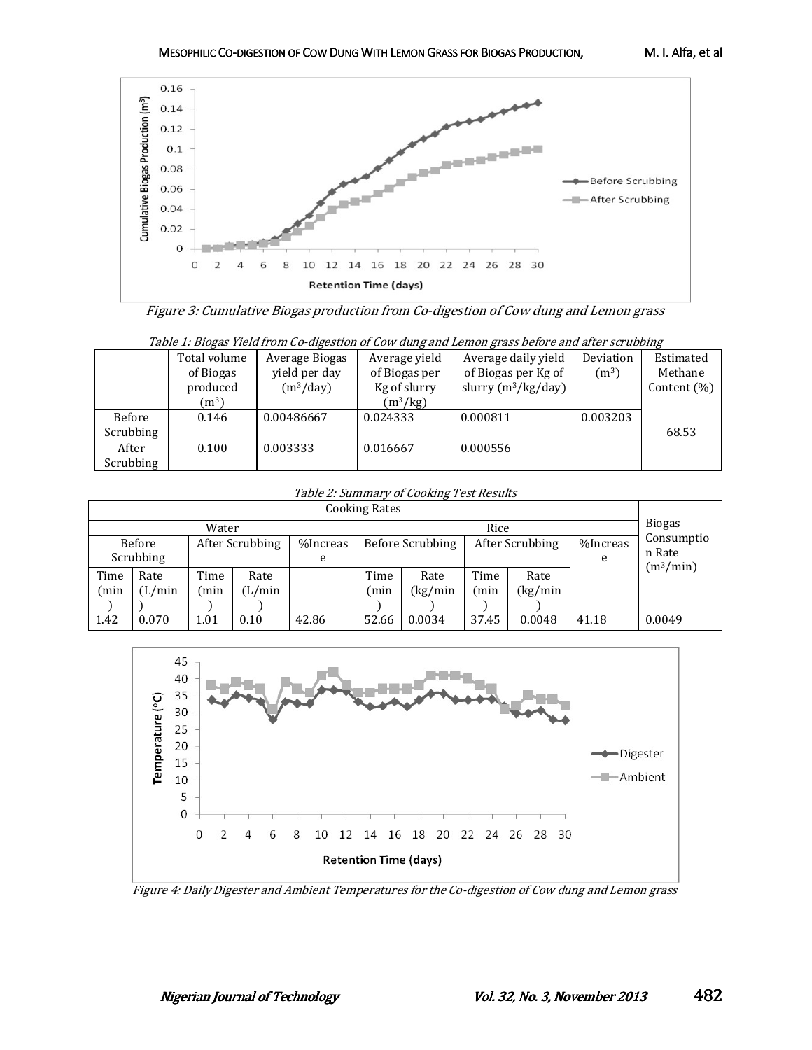Figure 3: Cumulative Biogas production from Co-digestion of Cow dung and Lemon grass

Table 1: Biogas Yield from Co-digestion of Cow dung and Lemon grass before and after scrubbing

| | Total volume of Biogas produced ($m^3$) | Average Biogas yield per day ($m^3$/day) | Average yield of Biogas per Kg of slurry ($m^3$/kg) | Average daily yield of Biogas per Kg of slurry ($m^3$/kg/day) | Deviation ($m^3$) | Estimated Methane Content (%) |
|---|---|---|---|---|---|---|
| Before Scrubbing | 0.146 | 0.00486667 | 0.024333 | 0.000811 | 0.003203 | 68.53 |
| After Scrubbing | 0.100 | 0.003333 | 0.016667 | 0.000556 | | |

Table 2: Summary of Cooking Test Results

| Cooking Rates | | | | | | | | | | Biogas Consumption Rate ($m^3$/min) |
|---|---|---|---|---|---|---|---|---|---|---|
| Water | | | | | Rice | | | | | |
| Before Scrubbing | | After Scrubbing | | %Increase | Before Scrubbing | | After Scrubbing | | %Increase | |
| Time (min) | Rate (L/min) | Time (min) | Rate (L/min) | | Time (min) | Rate (kg/min) | Time (min) | Rate (kg/min) | | |
| 1.42 | 0.070 | 1.01 | 0.10 | 42.86 | 52.66 | 0.0034 | 37.45 | 0.0048 | 41.18 | 0.0049 |

Figure 4: Daily Digester and Ambient Temperatures for the Co-digestion of Cow dung and Lemon grass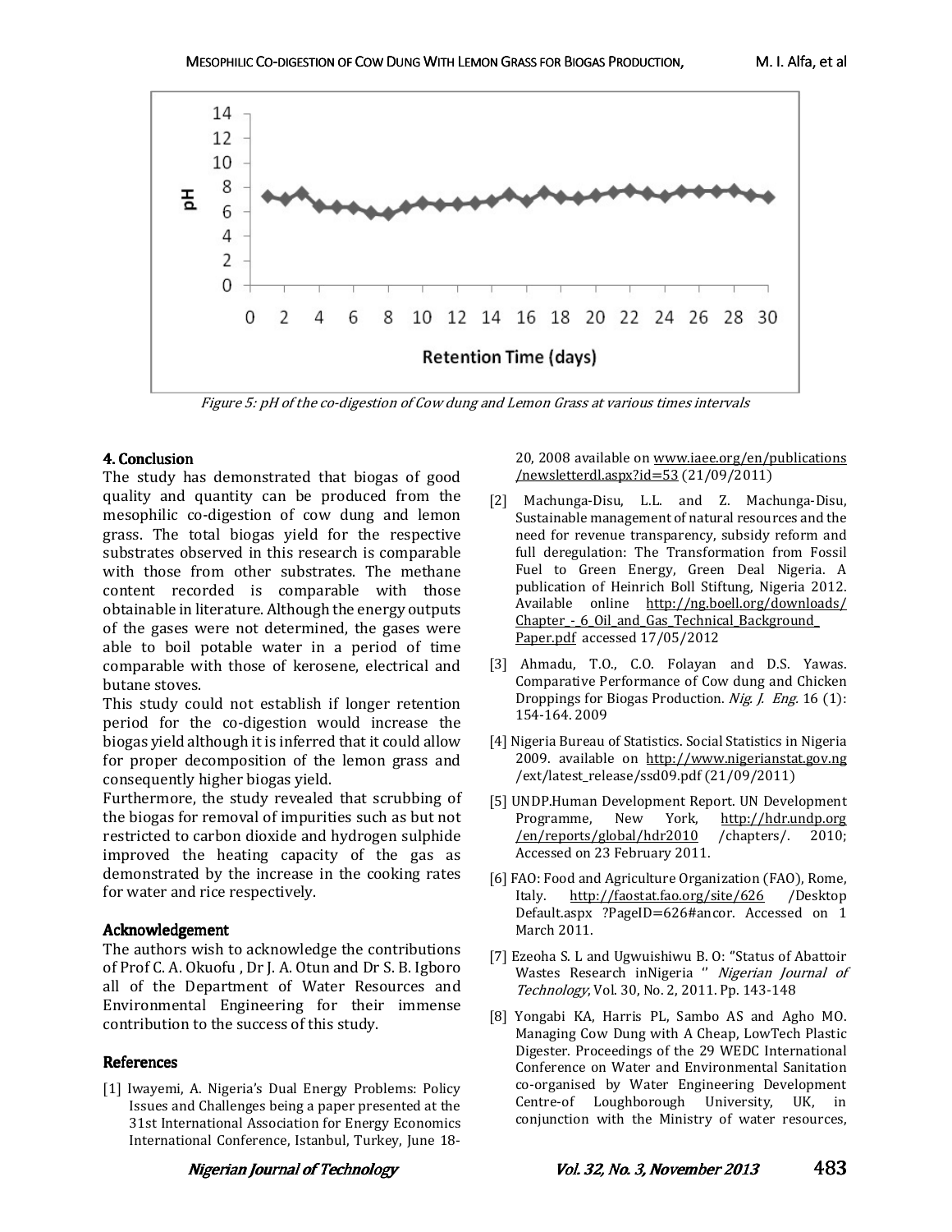Figure 5: pH of the co-digestion of Cow dung and Lemon Grass at various times intervals

## 4. Conclusion

The study has demonstrated that biogas of good quality and quantity can be produced from the mesophilic co-digestion of cow dung and lemon grass. The total biogas yield for the respective substrates observed in this research is comparable with those from other substrates. The methane content recorded is comparable with those obtainable in literature. Although the energy outputs of the gases were not determined, the gases were able to boil potable water in a period of time comparable with those of kerosene, electrical and butane stoves.

This study could not establish if longer retention period for the co-digestion would increase the biogas yield although it is inferred that it could allow for proper decomposition of the lemon grass and consequently higher biogas yield.

Furthermore, the study revealed that scrubbing of the biogas for removal of impurities such as but not restricted to carbon dioxide and hydrogen sulphide improved the heating capacity of the gas as demonstrated by the increase in the cooking rates for water and rice respectively.

## Acknowledgement

The authors wish to acknowledge the contributions of Prof C. A. Okuofu , Dr J. A. Otun and Dr S. B. Igboro all of the Department of Water Resources and Environmental Engineering for their immense contribution to the success of this study.

## References

[1] Iwayemi, A. Nigeria's Dual Energy Problems: Policy Issues and Challenges being a paper presented at the 31st International Association for Energy Economics International Conference, Istanbul, Turkey, June 18-20, 2008 available on www.iaee.org/en/publications/newsletterdl.aspx?id=53 (21/09/2011)

[2] Machunga-Disu, L.L. and Z. Machunga-Disu, Sustainable management of natural resources and the need for revenue transparency, subsidy reform and full deregulation: The Transformation from Fossil Fuel to Green Energy, Green Deal Nigeria. A publication of Heinrich Boll Stiftung, Nigeria 2012. Available online http://ng.boell.org/downloads/Chapter_-_6_Oil_and_Gas_Technical_Background_Paper.pdf accessed 17/05/2012

[3] Ahmadu, T.O., C.O. Folayan and D.S. Yawas. Comparative Performance of Cow dung and Chicken Droppings for Biogas Production. *Nig. J. Eng.* 16 (1): 154-164. 2009

[4] Nigeria Bureau of Statistics. Social Statistics in Nigeria 2009. available on http://www.nigerianstat.gov.ng/ext/latest_release/ssd09.pdf (21/09/2011)

[5] UNDP.Human Development Report. UN Development Programme, New York, http://hdr.undp.org/en/reports/global/hdr2010 /chapters/. 2010; Accessed on 23 February 2011.

[6] FAO: Food and Agriculture Organization (FAO), Rome, Italy. http://faostat.fao.org/site/626 /Desktop Default.aspx ?PageID=626#ancor. Accessed on 1 March 2011.

[7] Ezeoha S. L and Ugwuishiwu B. O: "Status of Abattoir Wastes Research inNigeria " *Nigerian Journal of Technology*, Vol. 30, No. 2, 2011. Pp. 143-148

[8] Yongabi KA, Harris PL, Sambo AS and Agho MO. Managing Cow Dung with A Cheap, LowTech Plastic Digester. Proceedings of the 29 WEDC International Conference on Water and Environmental Sanitation co-organised by Water Engineering Development Centre-of Loughborough University, UK, in conjunction with the Ministry of water resources,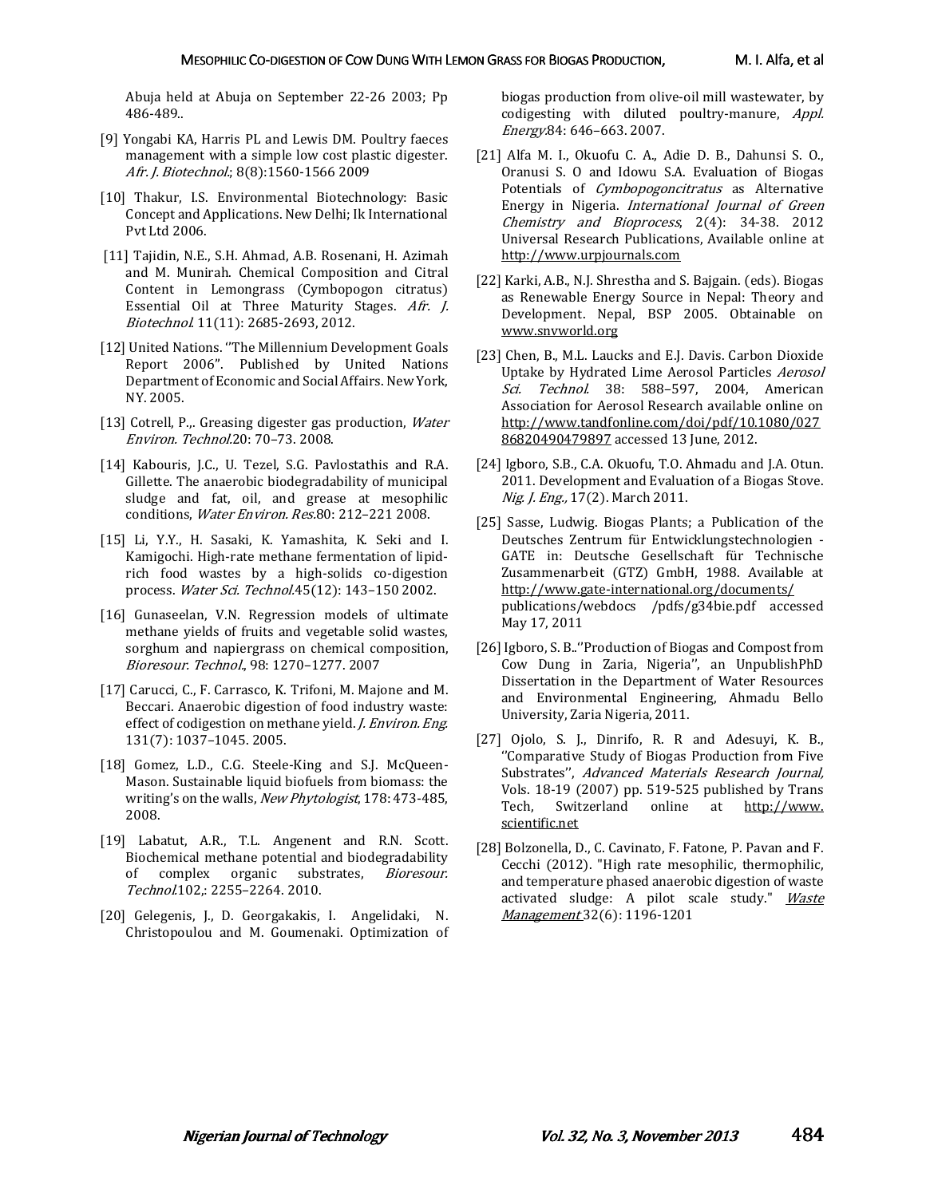Abuja held at Abuja on September 22-26 2003; Pp 486-489..

[9] Yongabi KA, Harris PL and Lewis DM. Poultry faeces management with a simple low cost plastic digester. *Afr. J. Biotechnol.*; 8(8):1560-1566 2009

[10] Thakur, I.S. Environmental Biotechnology: Basic Concept and Applications. New Delhi; Ik International Pvt Ltd 2006.

[11] Tajidin, N.E., S.H. Ahmad, A.B. Rosenani, H. Azimah and M. Munirah. Chemical Composition and Citral Content in Lemongrass (Cymbopogon citratus) Essential Oil at Three Maturity Stages. *Afr. J. Biotechnol.* 11(11): 2685-2693, 2012.

[12] United Nations. ''The Millennium Development Goals Report 2006''. Published by United Nations Department of Economic and Social Affairs. New York, NY. 2005.

[13] Cotrell, P.,. Greasing digester gas production, *Water Environ. Technol.*20: 70–73. 2008.

[14] Kabouris, J.C., U. Tezel, S.G. Pavlostathis and R.A. Gillette. The anaerobic biodegradability of municipal sludge and fat, oil, and grease at mesophilic conditions, *Water Environ. Res.*80: 212–221 2008.

[15] Li, Y.Y., H. Sasaki, K. Yamashita, K. Seki and I. Kamigochi. High-rate methane fermentation of lipid-rich food wastes by a high-solids co-digestion process. *Water Sci. Technol.*45(12): 143–150 2002.

[16] Gunaseelan, V.N. Regression models of ultimate methane yields of fruits and vegetable solid wastes, sorghum and napiergrass on chemical composition, *Bioresour. Technol.*, 98: 1270–1277. 2007

[17] Carucci, C., F. Carrasco, K. Trifoni, M. Majone and M. Beccari. Anaerobic digestion of food industry waste: effect of codigestion on methane yield. *J. Environ. Eng.* 131(7): 1037–1045. 2005.

[18] Gomez, L.D., C.G. Steele-King and S.J. McQueen-Mason. Sustainable liquid biofuels from biomass: the writing's on the walls, *New Phytologist*, 178: 473-485, 2008.

[19] Labatut, A.R., T.L. Angenent and R.N. Scott. Biochemical methane potential and biodegradability of complex organic substrates, *Bioresour. Technol.*102,: 2255–2264. 2010.

[20] Gelegenis, J., D. Georgakakis, I. Angelidaki, N. Christopoulou and M. Goumenaki. Optimization of biogas production from olive-oil mill wastewater, by codigesting with diluted poultry-manure, *Appl. Energy.*84: 646–663. 2007.

[21] Alfa M. I., Okuofu C. A., Adie D. B., Dahunsi S. O., Oranusi S. O and Idowu S.A. Evaluation of Biogas Potentials of *Cymbopogoncitratus* as Alternative Energy in Nigeria. *International Journal of Green Chemistry and Bioprocess*, 2(4): 34-38. 2012 Universal Research Publications, Available online at http://www.urpjournals.com

[22] Karki, A.B., N.J. Shrestha and S. Bajgain. (eds). Biogas as Renewable Energy Source in Nepal: Theory and Development. Nepal, BSP 2005. Obtainable on www.snvworld.org

[23] Chen, B., M.L. Laucks and E.J. Davis. Carbon Dioxide Uptake by Hydrated Lime Aerosol Particles *Aerosol Sci. Technol.* 38: 588–597, 2004, American Association for Aerosol Research available online on http://www.tandfonline.com/doi/pdf/10.1080/02786820490479897 accessed 13 June, 2012.

[24] Igboro, S.B., C.A. Okuofu, T.O. Ahmadu and J.A. Otun. 2011. Development and Evaluation of a Biogas Stove. *Nig. J. Eng.*, 17(2). March 2011.

[25] Sasse, Ludwig. Biogas Plants; a Publication of the Deutsches Zentrum für Entwicklungstechnologien - GATE in: Deutsche Gesellschaft für Technische Zusammenarbeit (GTZ) GmbH, 1988. Available at http://www.gate-international.org/documents/ publications/webdocs /pdfs/g34bie.pdf accessed May 17, 2011

[26] Igboro, S. B..''Production of Biogas and Compost from Cow Dung in Zaria, Nigeria'', an UnpublishPhD Dissertation in the Department of Water Resources and Environmental Engineering, Ahmadu Bello University, Zaria Nigeria, 2011.

[27] Ojolo, S. J., Dinrifo, R. R and Adesuyi, K. B., ''Comparative Study of Biogas Production from Five Substrates'', *Advanced Materials Research Journal,* Vols. 18-19 (2007) pp. 519-525 published by Trans Tech, Switzerland online at http://www.scientific.net

[28] Bolzonella, D., C. Cavinato, F. Fatone, P. Pavan and F. Cecchi (2012). "High rate mesophilic, thermophilic, and temperature phased anaerobic digestion of waste activated sludge: A pilot scale study." *Waste Management* 32(6): 1196-1201